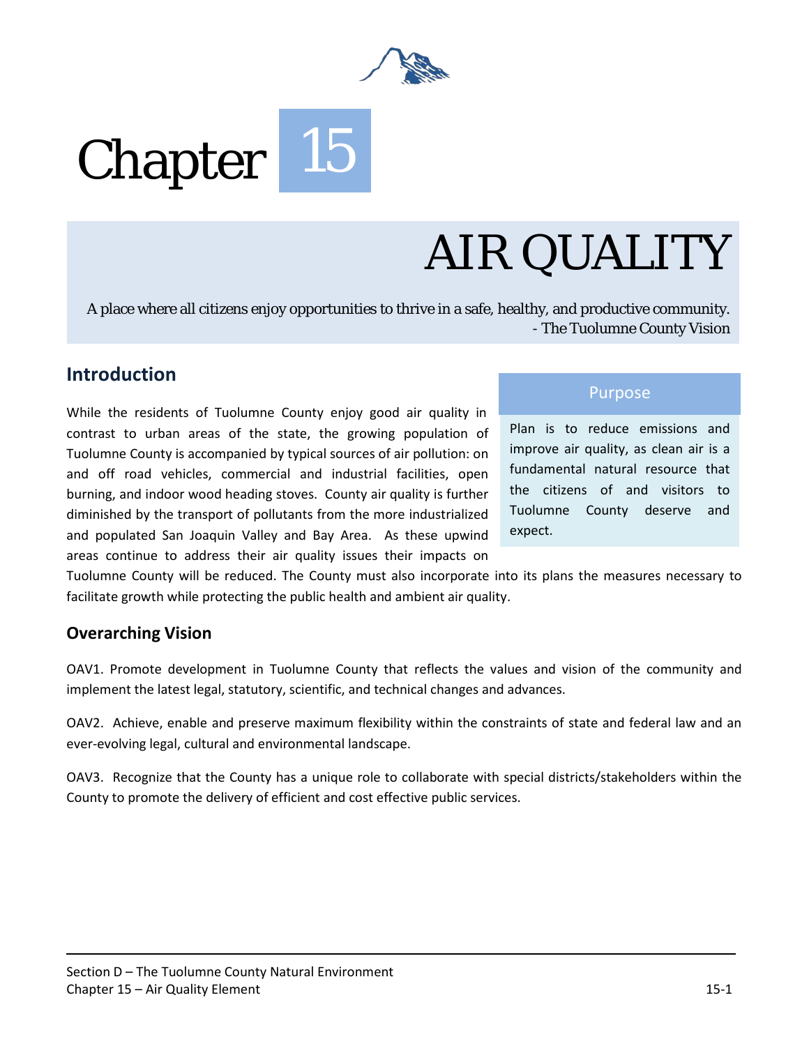# Chapter 15

# AIR QUALITY

A place where all citizens enjoy opportunities to thrive in a safe, healthy, and productive community.
- The Tuolumne County Vision

## Introduction

While the residents of Tuolumne County enjoy good air quality in contrast to urban areas of the state, the growing population of Tuolumne County is accompanied by typical sources of air pollution: on and off road vehicles, commercial and industrial facilities, open burning, and indoor wood heading stoves. County air quality is further diminished by the transport of pollutants from the more industrialized and populated San Joaquin Valley and Bay Area. As these upwind areas continue to address their air quality issues their impacts on Tuolumne County will be reduced. The County must also incorporate into its plans the measures necessary to facilitate growth while protecting the public health and ambient air quality.

**Purpose**

Plan is to reduce emissions and improve air quality, as clean air is a fundamental natural resource that the citizens of and visitors to Tuolumne County deserve and expect.

## Overarching Vision

OAV1. Promote development in Tuolumne County that reflects the values and vision of the community and implement the latest legal, statutory, scientific, and technical changes and advances.

OAV2. Achieve, enable and preserve maximum flexibility within the constraints of state and federal law and an ever-evolving legal, cultural and environmental landscape.

OAV3. Recognize that the County has a unique role to collaborate with special districts/stakeholders within the County to promote the delivery of efficient and cost effective public services.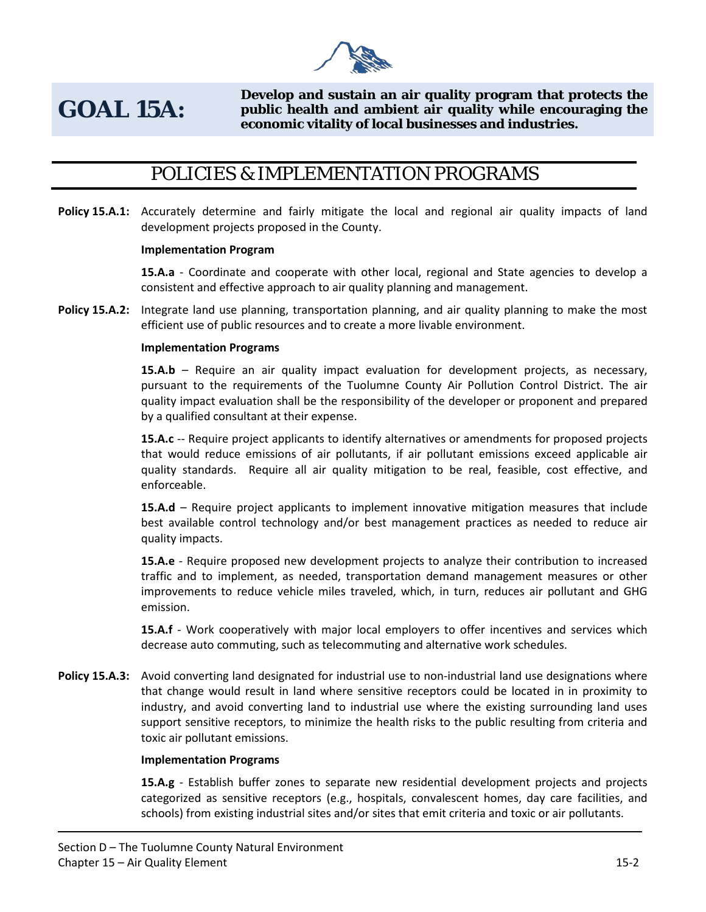# GOAL 15A:

**Develop and sustain an air quality program that protects the public health and ambient air quality while encouraging the economic vitality of local businesses and industries.**

## POLICIES & IMPLEMENTATION PROGRAMS

**Policy 15.A.1:** Accurately determine and fairly mitigate the local and regional air quality impacts of land development projects proposed in the County.

**Implementation Program**

**15.A.a** - Coordinate and cooperate with other local, regional and State agencies to develop a consistent and effective approach to air quality planning and management.

**Policy 15.A.2:** Integrate land use planning, transportation planning, and air quality planning to make the most efficient use of public resources and to create a more livable environment.

**Implementation Programs**

**15.A.b** – Require an air quality impact evaluation for development projects, as necessary, pursuant to the requirements of the Tuolumne County Air Pollution Control District. The air quality impact evaluation shall be the responsibility of the developer or proponent and prepared by a qualified consultant at their expense.

**15.A.c** -- Require project applicants to identify alternatives or amendments for proposed projects that would reduce emissions of air pollutants, if air pollutant emissions exceed applicable air quality standards. Require all air quality mitigation to be real, feasible, cost effective, and enforceable.

**15.A.d** – Require project applicants to implement innovative mitigation measures that include best available control technology and/or best management practices as needed to reduce air quality impacts.

**15.A.e** - Require proposed new development projects to analyze their contribution to increased traffic and to implement, as needed, transportation demand management measures or other improvements to reduce vehicle miles traveled, which, in turn, reduces air pollutant and GHG emission.

**15.A.f** - Work cooperatively with major local employers to offer incentives and services which decrease auto commuting, such as telecommuting and alternative work schedules.

**Policy 15.A.3:** Avoid converting land designated for industrial use to non-industrial land use designations where that change would result in land where sensitive receptors could be located in in proximity to industry, and avoid converting land to industrial use where the existing surrounding land uses support sensitive receptors, to minimize the health risks to the public resulting from criteria and toxic air pollutant emissions.

**Implementation Programs**

**15.A.g** - Establish buffer zones to separate new residential development projects and projects categorized as sensitive receptors (e.g., hospitals, convalescent homes, day care facilities, and schools) from existing industrial sites and/or sites that emit criteria and toxic or air pollutants.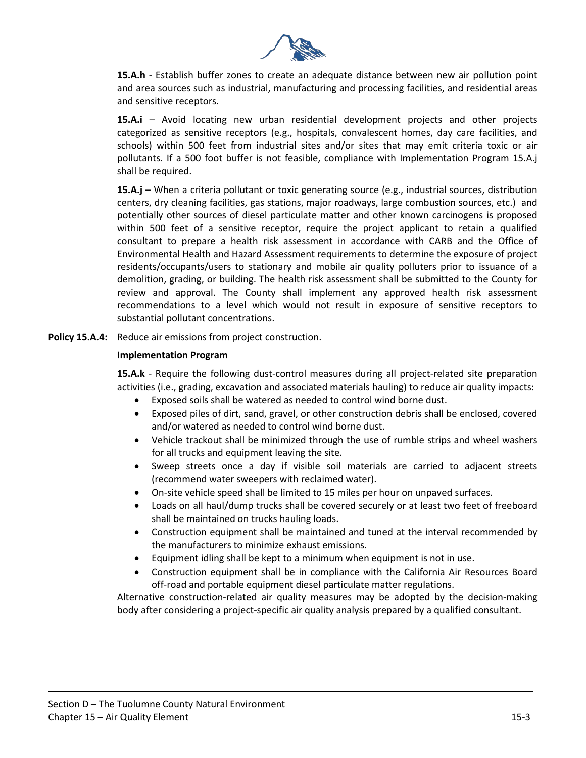**15.A.h** - Establish buffer zones to create an adequate distance between new air pollution point and area sources such as industrial, manufacturing and processing facilities, and residential areas and sensitive receptors.

**15.A.i** – Avoid locating new urban residential development projects and other projects categorized as sensitive receptors (e.g., hospitals, convalescent homes, day care facilities, and schools) within 500 feet from industrial sites and/or sites that may emit criteria toxic or air pollutants. If a 500 foot buffer is not feasible, compliance with Implementation Program 15.A.j shall be required.

**15.A.j** – When a criteria pollutant or toxic generating source (e.g., industrial sources, distribution centers, dry cleaning facilities, gas stations, major roadways, large combustion sources, etc.) and potentially other sources of diesel particulate matter and other known carcinogens is proposed within 500 feet of a sensitive receptor, require the project applicant to retain a qualified consultant to prepare a health risk assessment in accordance with CARB and the Office of Environmental Health and Hazard Assessment requirements to determine the exposure of project residents/occupants/users to stationary and mobile air quality polluters prior to issuance of a demolition, grading, or building. The health risk assessment shall be submitted to the County for review and approval. The County shall implement any approved health risk assessment recommendations to a level which would not result in exposure of sensitive receptors to substantial pollutant concentrations.

**Policy 15.A.4:** Reduce air emissions from project construction.

**Implementation Program**

**15.A.k** - Require the following dust-control measures during all project-related site preparation activities (i.e., grading, excavation and associated materials hauling) to reduce air quality impacts:

- Exposed soils shall be watered as needed to control wind borne dust.
- Exposed piles of dirt, sand, gravel, or other construction debris shall be enclosed, covered and/or watered as needed to control wind borne dust.
- Vehicle trackout shall be minimized through the use of rumble strips and wheel washers for all trucks and equipment leaving the site.
- Sweep streets once a day if visible soil materials are carried to adjacent streets (recommend water sweepers with reclaimed water).
- On-site vehicle speed shall be limited to 15 miles per hour on unpaved surfaces.
- Loads on all haul/dump trucks shall be covered securely or at least two feet of freeboard shall be maintained on trucks hauling loads.
- Construction equipment shall be maintained and tuned at the interval recommended by the manufacturers to minimize exhaust emissions.
- Equipment idling shall be kept to a minimum when equipment is not in use.
- Construction equipment shall be in compliance with the California Air Resources Board off-road and portable equipment diesel particulate matter regulations.

Alternative construction-related air quality measures may be adopted by the decision-making body after considering a project-specific air quality analysis prepared by a qualified consultant.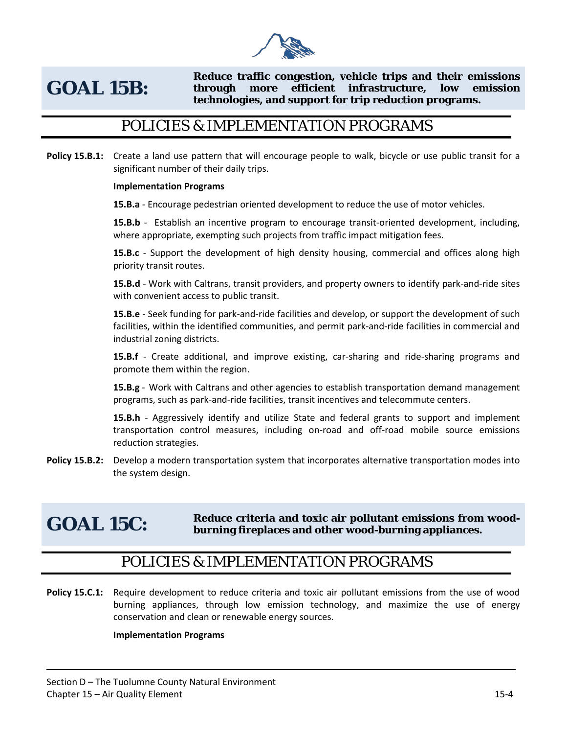## GOAL 15B:

**Reduce traffic congestion, vehicle trips and their emissions through more efficient infrastructure, low emission technologies, and support for trip reduction programs.**

### POLICIES & IMPLEMENTATION PROGRAMS

**Policy 15.B.1:** Create a land use pattern that will encourage people to walk, bicycle or use public transit for a significant number of their daily trips.

**Implementation Programs**

**15.B.a** - Encourage pedestrian oriented development to reduce the use of motor vehicles.

**15.B.b** - Establish an incentive program to encourage transit-oriented development, including, where appropriate, exempting such projects from traffic impact mitigation fees.

**15.B.c** - Support the development of high density housing, commercial and offices along high priority transit routes.

**15.B.d** - Work with Caltrans, transit providers, and property owners to identify park-and-ride sites with convenient access to public transit.

**15.B.e** - Seek funding for park-and-ride facilities and develop, or support the development of such facilities, within the identified communities, and permit park-and-ride facilities in commercial and industrial zoning districts.

**15.B.f** - Create additional, and improve existing, car-sharing and ride-sharing programs and promote them within the region.

**15.B.g** - Work with Caltrans and other agencies to establish transportation demand management programs, such as park-and-ride facilities, transit incentives and telecommute centers.

**15.B.h** - Aggressively identify and utilize State and federal grants to support and implement transportation control measures, including on-road and off-road mobile source emissions reduction strategies.

**Policy 15.B.2:** Develop a modern transportation system that incorporates alternative transportation modes into the system design.

## GOAL 15C:

**Reduce criteria and toxic air pollutant emissions from wood-burning fireplaces and other wood-burning appliances.**

### POLICIES & IMPLEMENTATION PROGRAMS

**Policy 15.C.1:** Require development to reduce criteria and toxic air pollutant emissions from the use of wood burning appliances, through low emission technology, and maximize the use of energy conservation and clean or renewable energy sources.

**Implementation Programs**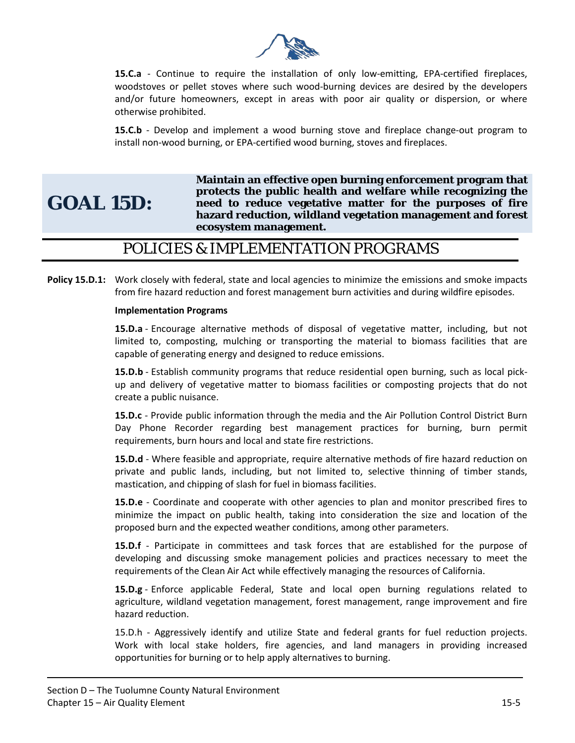**15.C.a** - Continue to require the installation of only low-emitting, EPA-certified fireplaces, woodstoves or pellet stoves where such wood-burning devices are desired by the developers and/or future homeowners, except in areas with poor air quality or dispersion, or where otherwise prohibited.

**15.C.b** - Develop and implement a wood burning stove and fireplace change-out program to install non-wood burning, or EPA-certified wood burning, stoves and fireplaces.

## GOAL 15D: Maintain an effective open burning enforcement program that protects the public health and welfare while recognizing the need to reduce vegetative matter for the purposes of fire hazard reduction, wildland vegetation management and forest ecosystem management.

## POLICIES & IMPLEMENTATION PROGRAMS

**Policy 15.D.1:** Work closely with federal, state and local agencies to minimize the emissions and smoke impacts from fire hazard reduction and forest management burn activities and during wildfire episodes.

**Implementation Programs**

**15.D.a** - Encourage alternative methods of disposal of vegetative matter, including, but not limited to, composting, mulching or transporting the material to biomass facilities that are capable of generating energy and designed to reduce emissions.

**15.D.b** - Establish community programs that reduce residential open burning, such as local pick-up and delivery of vegetative matter to biomass facilities or composting projects that do not create a public nuisance.

**15.D.c** - Provide public information through the media and the Air Pollution Control District Burn Day Phone Recorder regarding best management practices for burning, burn permit requirements, burn hours and local and state fire restrictions.

**15.D.d** - Where feasible and appropriate, require alternative methods of fire hazard reduction on private and public lands, including, but not limited to, selective thinning of timber stands, mastication, and chipping of slash for fuel in biomass facilities.

**15.D.e** - Coordinate and cooperate with other agencies to plan and monitor prescribed fires to minimize the impact on public health, taking into consideration the size and location of the proposed burn and the expected weather conditions, among other parameters.

**15.D.f** - Participate in committees and task forces that are established for the purpose of developing and discussing smoke management policies and practices necessary to meet the requirements of the Clean Air Act while effectively managing the resources of California.

**15.D.g** - Enforce applicable Federal, State and local open burning regulations related to agriculture, wildland vegetation management, forest management, range improvement and fire hazard reduction.

15.D.h - Aggressively identify and utilize State and federal grants for fuel reduction projects. Work with local stake holders, fire agencies, and land managers in providing increased opportunities for burning or to help apply alternatives to burning.